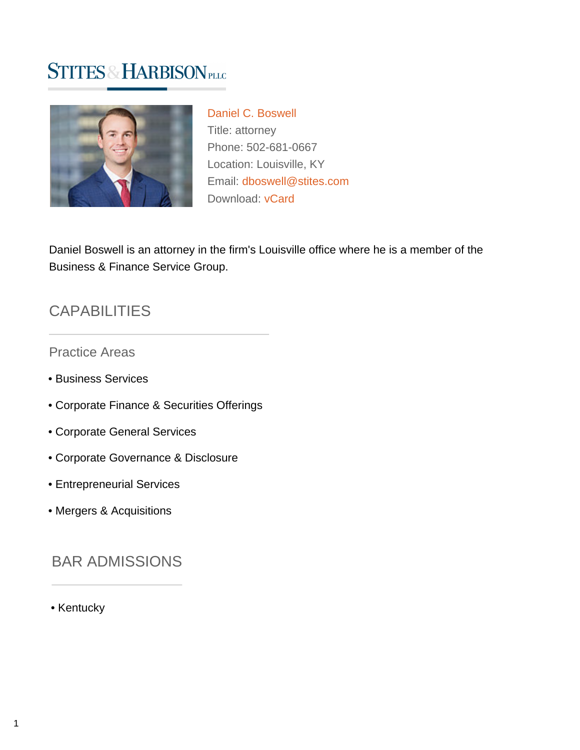# STITES & HARBISON PLLC

**Daniel C. Boswell**
Title: attorney
Phone: 502-681-0667
Location: Louisville, KY
Email: dboswell@stites.com
Download: vCard

Daniel Boswell is an attorney in the firm's Louisville office where he is a member of the Business & Finance Service Group.

## CAPABILITIES

### Practice Areas

- Business Services
- Corporate Finance & Securities Offerings
- Corporate General Services
- Corporate Governance & Disclosure
- Entrepreneurial Services
- Mergers & Acquisitions

## BAR ADMISSIONS

- Kentucky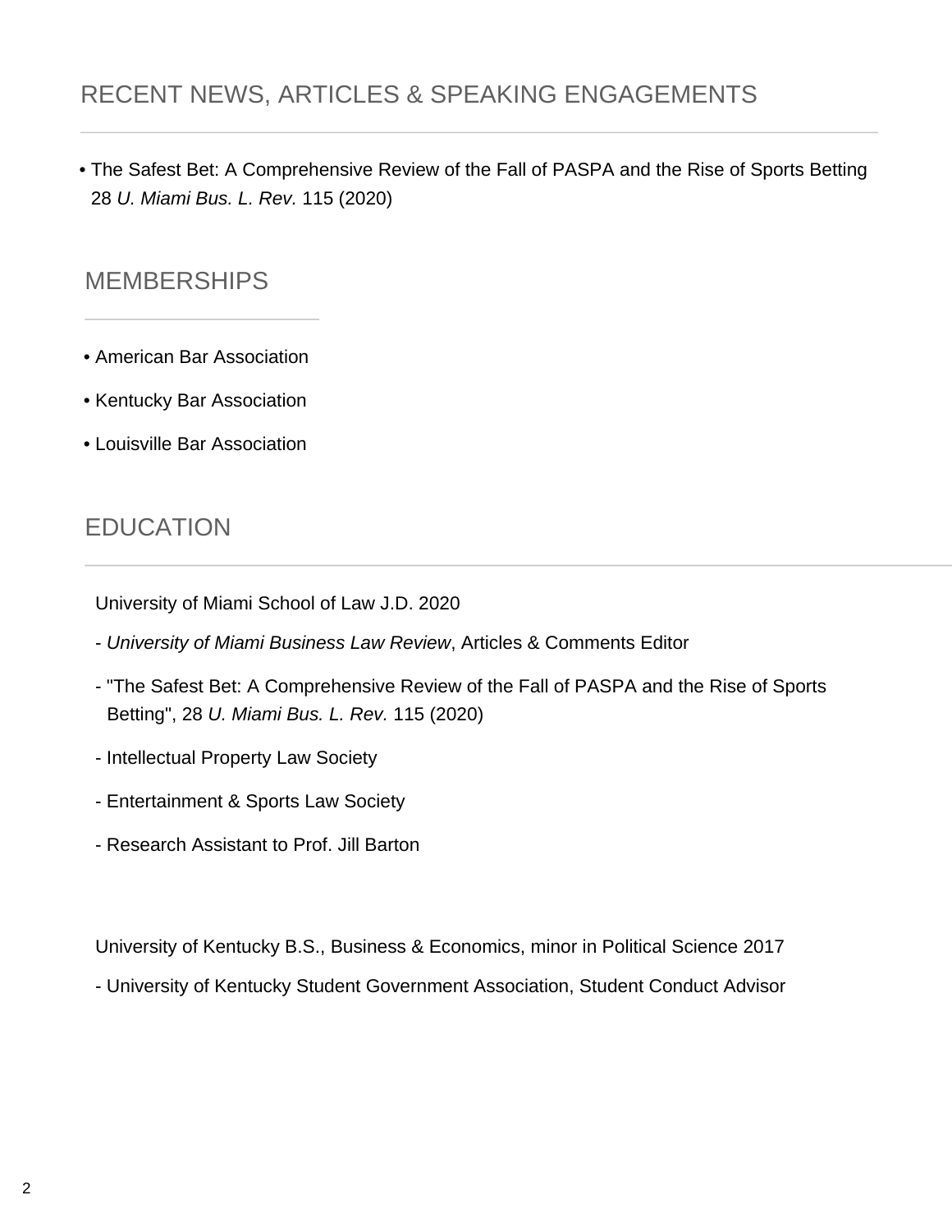## RECENT NEWS, ARTICLES & SPEAKING ENGAGEMENTS

- The Safest Bet: A Comprehensive Review of the Fall of PASPA and the Rise of Sports Betting 28 *U. Miami Bus. L. Rev.* 115 (2020)

## MEMBERSHIPS

- American Bar Association
- Kentucky Bar Association
- Louisville Bar Association

## EDUCATION

University of Miami School of Law J.D. 2020

- *University of Miami Business Law Review*, Articles & Comments Editor
- "The Safest Bet: A Comprehensive Review of the Fall of PASPA and the Rise of Sports Betting", 28 *U. Miami Bus. L. Rev.* 115 (2020)
- Intellectual Property Law Society
- Entertainment & Sports Law Society
- Research Assistant to Prof. Jill Barton

University of Kentucky B.S., Business & Economics, minor in Political Science 2017

- University of Kentucky Student Government Association, Student Conduct Advisor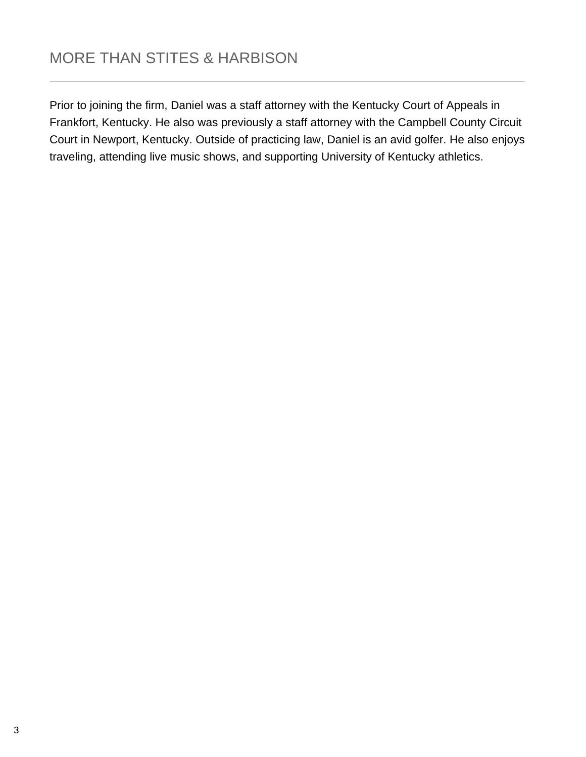## MORE THAN STITES & HARBISON

Prior to joining the firm, Daniel was a staff attorney with the Kentucky Court of Appeals in Frankfort, Kentucky. He also was previously a staff attorney with the Campbell County Circuit Court in Newport, Kentucky. Outside of practicing law, Daniel is an avid golfer. He also enjoys traveling, attending live music shows, and supporting University of Kentucky athletics.